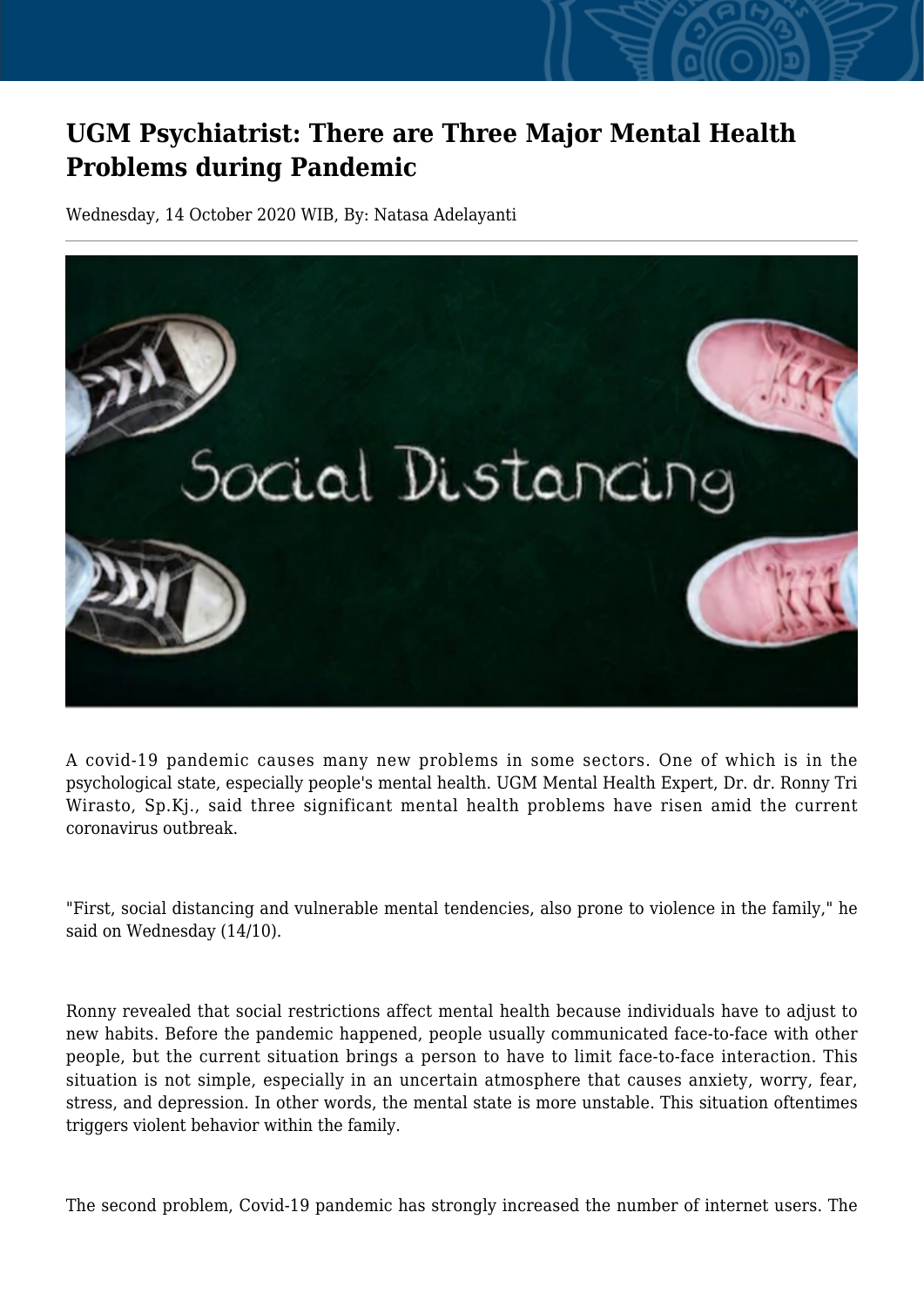# UGM Psychiatrist: There are Three Major Mental Health Problems during Pandemic

Wednesday, 14 October 2020 WIB, By: Natasa Adelayanti

A covid-19 pandemic causes many new problems in some sectors. One of which is in the psychological state, especially people's mental health. UGM Mental Health Expert, Dr. dr. Ronny Tri Wirasto, Sp.Kj., said three significant mental health problems have risen amid the current coronavirus outbreak.

"First, social distancing and vulnerable mental tendencies, also prone to violence in the family," he said on Wednesday (14/10).

Ronny revealed that social restrictions affect mental health because individuals have to adjust to new habits. Before the pandemic happened, people usually communicated face-to-face with other people, but the current situation brings a person to have to limit face-to-face interaction. This situation is not simple, especially in an uncertain atmosphere that causes anxiety, worry, fear, stress, and depression. In other words, the mental state is more unstable. This situation oftentimes triggers violent behavior within the family.

The second problem, Covid-19 pandemic has strongly increased the number of internet users. The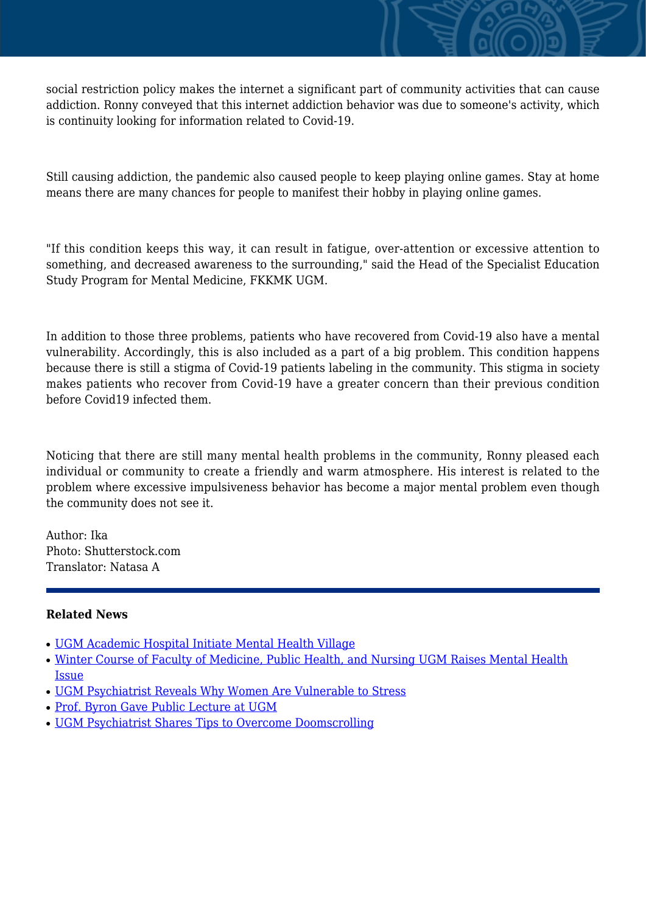social restriction policy makes the internet a significant part of community activities that can cause addiction. Ronny conveyed that this internet addiction behavior was due to someone's activity, which is continuity looking for information related to Covid-19.

Still causing addiction, the pandemic also caused people to keep playing online games. Stay at home means there are many chances for people to manifest their hobby in playing online games.

"If this condition keeps this way, it can result in fatigue, over-attention or excessive attention to something, and decreased awareness to the surrounding," said the Head of the Specialist Education Study Program for Mental Medicine, FKKMK UGM.

In addition to those three problems, patients who have recovered from Covid-19 also have a mental vulnerability. Accordingly, this is also included as a part of a big problem. This condition happens because there is still a stigma of Covid-19 patients labeling in the community. This stigma in society makes patients who recover from Covid-19 have a greater concern than their previous condition before Covid19 infected them.

Noticing that there are still many mental health problems in the community, Ronny pleased each individual or community to create a friendly and warm atmosphere. His interest is related to the problem where excessive impulsiveness behavior has become a major mental problem even though the community does not see it.

Author: Ika
Photo: Shutterstock.com
Translator: Natasa A

---

**Related News**

- UGM Academic Hospital Initiate Mental Health Village
- Winter Course of Faculty of Medicine, Public Health, and Nursing UGM Raises Mental Health Issue
- UGM Psychiatrist Reveals Why Women Are Vulnerable to Stress
- Prof. Byron Gave Public Lecture at UGM
- UGM Psychiatrist Shares Tips to Overcome Doomscrolling